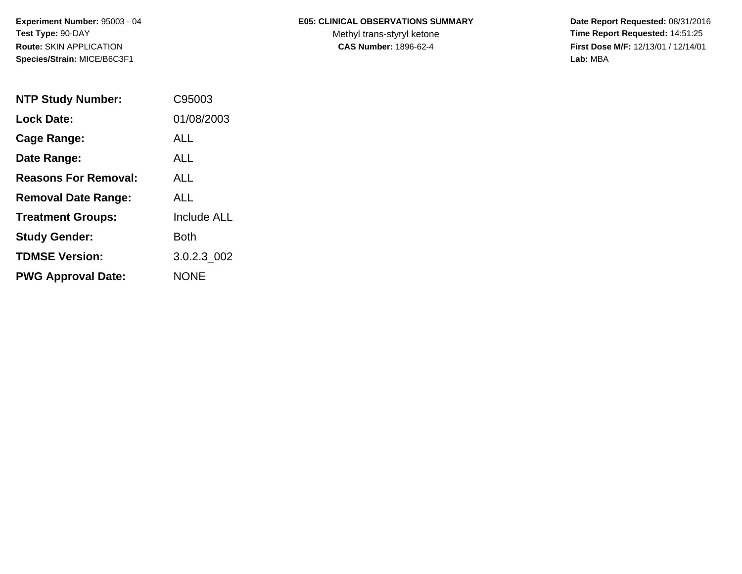**Experiment Number:** 95003 - 04
**Test Type:** 90-DAY
**Route:** SKIN APPLICATION
**Species/Strain:** MICE/B6C3F1

**E05: CLINICAL OBSERVATIONS SUMMARY**
Methyl trans-styryl ketone
**CAS Number:** 1896-62-4

**Date Report Requested:** 08/31/2016
**Time Report Requested:** 14:51:25
**First Dose M/F:** 12/13/01 / 12/14/01
**Lab:** MBA

| | |
|---|---|
| **NTP Study Number:** | C95003 |
| **Lock Date:** | 01/08/2003 |
| **Cage Range:** | ALL |
| **Date Range:** | ALL |
| **Reasons For Removal:** | ALL |
| **Removal Date Range:** | ALL |
| **Treatment Groups:** | Include ALL |
| **Study Gender:** | Both |
| **TDMSE Version:** | 3.0.2.3_002 |
| **PWG Approval Date:** | NONE |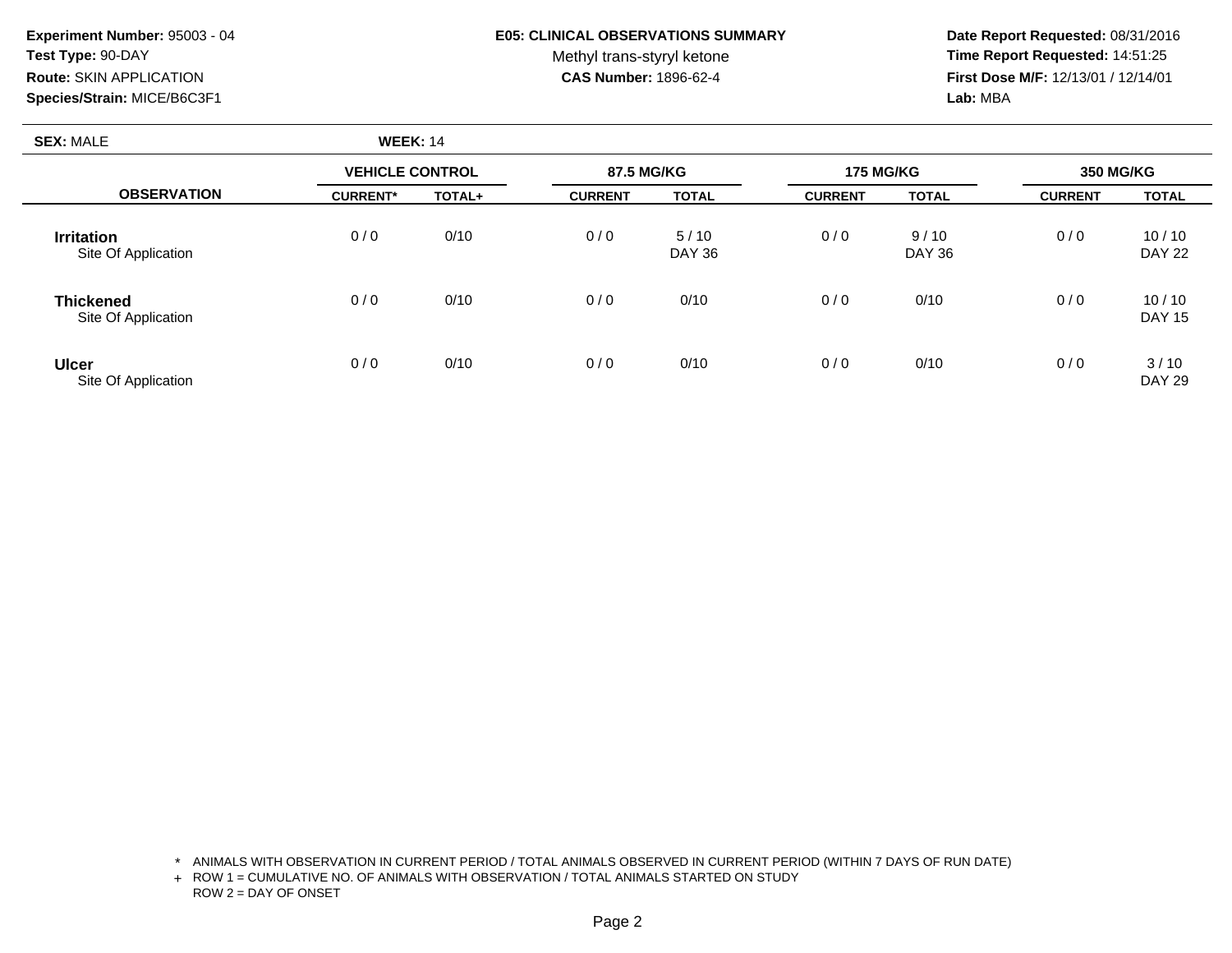**Experiment Number:** 95003 - 04
**Test Type:** 90-DAY
**Route:** SKIN APPLICATION
**Species/Strain:** MICE/B6C3F1

**E05: CLINICAL OBSERVATIONS SUMMARY**
Methyl trans-styryl ketone
**CAS Number:** 1896-62-4

**Date Report Requested:** 08/31/2016
**Time Report Requested:** 14:51:25
**First Dose M/F:** 12/13/01 / 12/14/01
**Lab:** MBA

**SEX:** MALE **WEEK:** 14

| | VEHICLE CONTROL | | 87.5 MG/KG | | 175 MG/KG | | 350 MG/KG | |
|---|---|---|---|---|---|---|---|---|
| **OBSERVATION** | **CURRENT*** | **TOTAL+** | **CURRENT** | **TOTAL** | **CURRENT** | **TOTAL** | **CURRENT** | **TOTAL** |
| **Irritation** Site Of Application | 0 / 0 | 0/10 | 0 / 0 | 5 / 10 DAY 36 | 0 / 0 | 9 / 10 DAY 36 | 0 / 0 | 10 / 10 DAY 22 |
| **Thickened** Site Of Application | 0 / 0 | 0/10 | 0 / 0 | 0/10 | 0 / 0 | 0/10 | 0 / 0 | 10 / 10 DAY 15 |
| **Ulcer** Site Of Application | 0 / 0 | 0/10 | 0 / 0 | 0/10 | 0 / 0 | 0/10 | 0 / 0 | 3 / 10 DAY 29 |

\* ANIMALS WITH OBSERVATION IN CURRENT PERIOD / TOTAL ANIMALS OBSERVED IN CURRENT PERIOD (WITHIN 7 DAYS OF RUN DATE)
+ ROW 1 = CUMULATIVE NO. OF ANIMALS WITH OBSERVATION / TOTAL ANIMALS STARTED ON STUDY
ROW 2 = DAY OF ONSET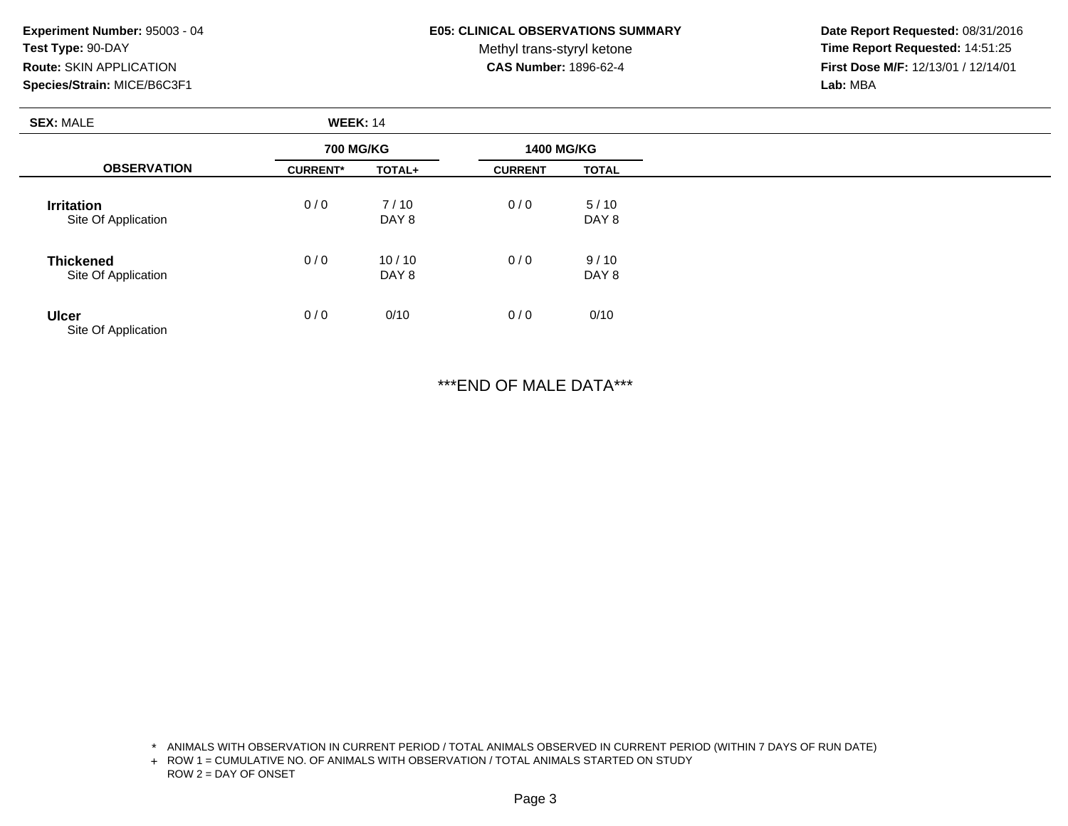**Experiment Number:** 95003 - 04
**Test Type:** 90-DAY
**Route:** SKIN APPLICATION
**Species/Strain:** MICE/B6C3F1

**E05: CLINICAL OBSERVATIONS SUMMARY**
Methyl trans-styryl ketone
**CAS Number:** 1896-62-4

**Date Report Requested:** 08/31/2016
**Time Report Requested:** 14:51:25
**First Dose M/F:** 12/13/01 / 12/14/01
**Lab:** MBA

**SEX:** MALE **WEEK:** 14

| OBSERVATION | 700 MG/KG | | 1400 MG/KG | |
|---|---|---|---|---|
| | CURRENT* | TOTAL+ | CURRENT | TOTAL |
| **Irritation** Site Of Application | 0 / 0 | 7 / 10 DAY 8 | 0 / 0 | 5 / 10 DAY 8 |
| **Thickened** Site Of Application | 0 / 0 | 10 / 10 DAY 8 | 0 / 0 | 9 / 10 DAY 8 |
| **Ulcer** Site Of Application | 0 / 0 | 0/10 | 0 / 0 | 0/10 |

***END OF MALE DATA***

\* ANIMALS WITH OBSERVATION IN CURRENT PERIOD / TOTAL ANIMALS OBSERVED IN CURRENT PERIOD (WITHIN 7 DAYS OF RUN DATE)
\+ ROW 1 = CUMULATIVE NO. OF ANIMALS WITH OBSERVATION / TOTAL ANIMALS STARTED ON STUDY
ROW 2 = DAY OF ONSET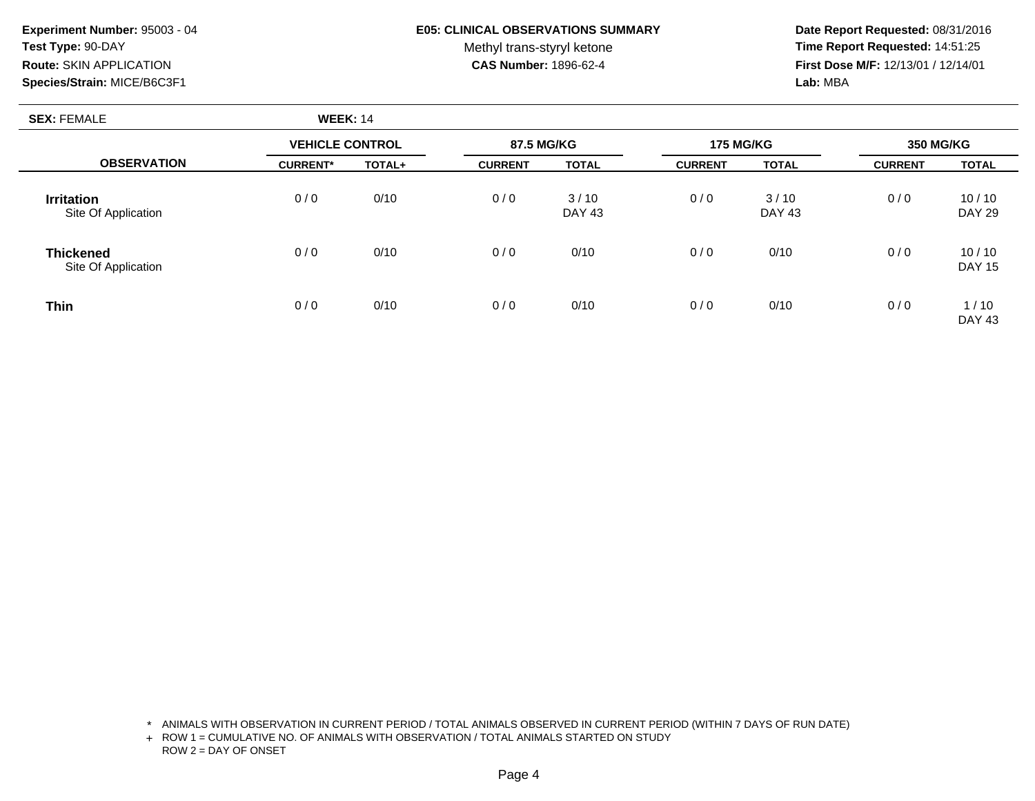**Experiment Number:** 95003 - 04
**Test Type:** 90-DAY
**Route:** SKIN APPLICATION
**Species/Strain:** MICE/B6C3F1

**E05: CLINICAL OBSERVATIONS SUMMARY**
Methyl trans-styryl ketone
**CAS Number:** 1896-62-4

**Date Report Requested:** 08/31/2016
**Time Report Requested:** 14:51:25
**First Dose M/F:** 12/13/01 / 12/14/01
**Lab:** MBA

**SEX:** FEMALE **WEEK:** 14

| OBSERVATION | VEHICLE CONTROL | | 87.5 MG/KG | | 175 MG/KG | | 350 MG/KG | |
|---|---|---|---|---|---|---|---|---|
| | CURRENT* | TOTAL+ | CURRENT | TOTAL | CURRENT | TOTAL | CURRENT | TOTAL |
| **Irritation** Site Of Application | 0 / 0 | 0/10 | 0 / 0 | 3 / 10 DAY 43 | 0 / 0 | 3 / 10 DAY 43 | 0 / 0 | 10 / 10 DAY 29 |
| **Thickened** Site Of Application | 0 / 0 | 0/10 | 0 / 0 | 0/10 | 0 / 0 | 0/10 | 0 / 0 | 10 / 10 DAY 15 |
| **Thin** | 0 / 0 | 0/10 | 0 / 0 | 0/10 | 0 / 0 | 0/10 | 0 / 0 | 1 / 10 DAY 43 |

\* ANIMALS WITH OBSERVATION IN CURRENT PERIOD / TOTAL ANIMALS OBSERVED IN CURRENT PERIOD (WITHIN 7 DAYS OF RUN DATE)
\+ ROW 1 = CUMULATIVE NO. OF ANIMALS WITH OBSERVATION / TOTAL ANIMALS STARTED ON STUDY
ROW 2 = DAY OF ONSET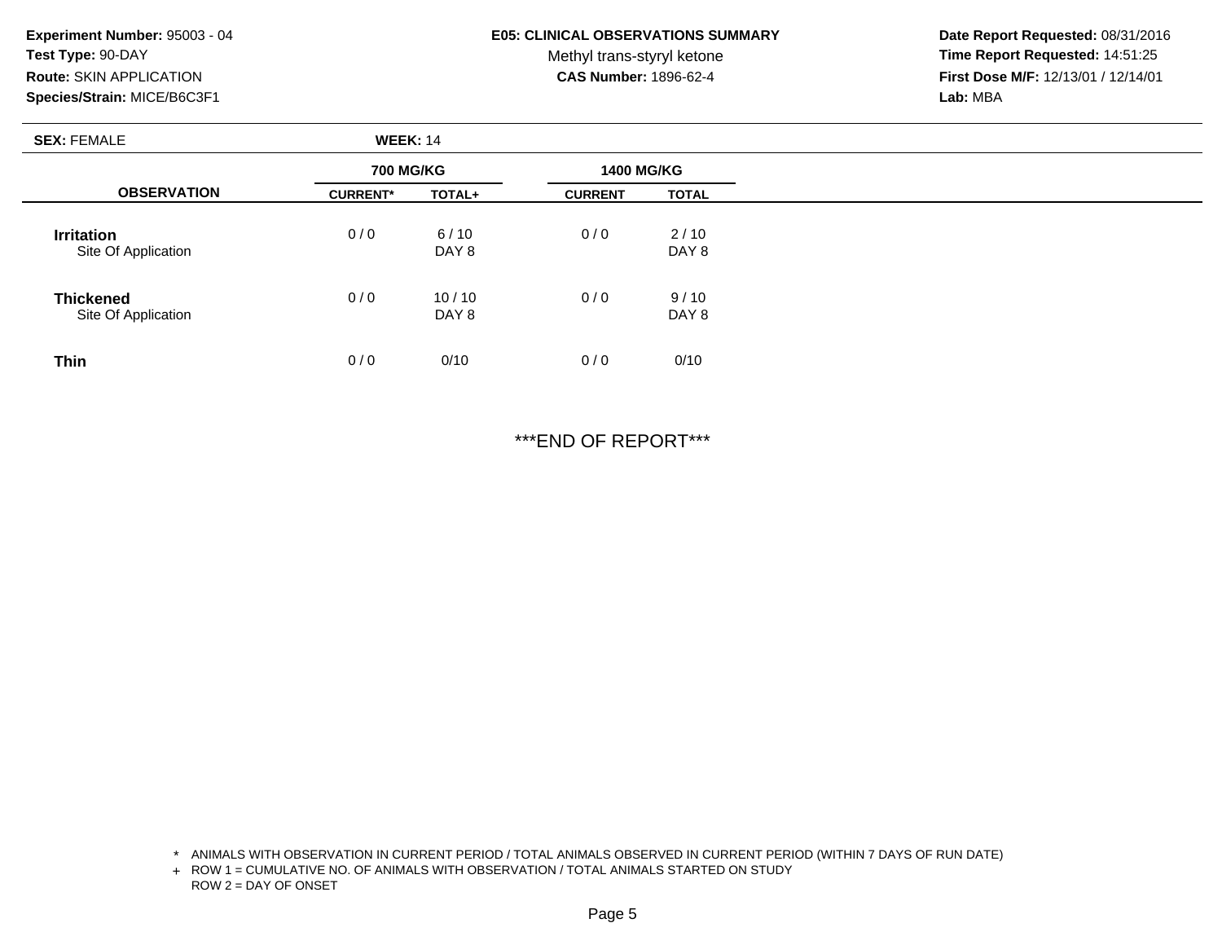**Experiment Number:** 95003 - 04
**Test Type:** 90-DAY
**Route:** SKIN APPLICATION
**Species/Strain:** MICE/B6C3F1

**E05: CLINICAL OBSERVATIONS SUMMARY**
Methyl trans-styryl ketone
**CAS Number:** 1896-62-4

**Date Report Requested:** 08/31/2016
**Time Report Requested:** 14:51:25
**First Dose M/F:** 12/13/01 / 12/14/01
**Lab:** MBA

**SEX:** FEMALE **WEEK:** 14

| | 700 MG/KG | | 1400 MG/KG | |
|---|---|---|---|---|
| **OBSERVATION** | **CURRENT*** | **TOTAL+** | **CURRENT** | **TOTAL** |
| **Irritation** Site Of Application | 0 / 0 | 6 / 10 DAY 8 | 0 / 0 | 2 / 10 DAY 8 |
| **Thickened** Site Of Application | 0 / 0 | 10 / 10 DAY 8 | 0 / 0 | 9 / 10 DAY 8 |
| **Thin** | 0 / 0 | 0/10 | 0 / 0 | 0/10 |

***END OF REPORT***

\* ANIMALS WITH OBSERVATION IN CURRENT PERIOD / TOTAL ANIMALS OBSERVED IN CURRENT PERIOD (WITHIN 7 DAYS OF RUN DATE)
\+ ROW 1 = CUMULATIVE NO. OF ANIMALS WITH OBSERVATION / TOTAL ANIMALS STARTED ON STUDY
ROW 2 = DAY OF ONSET